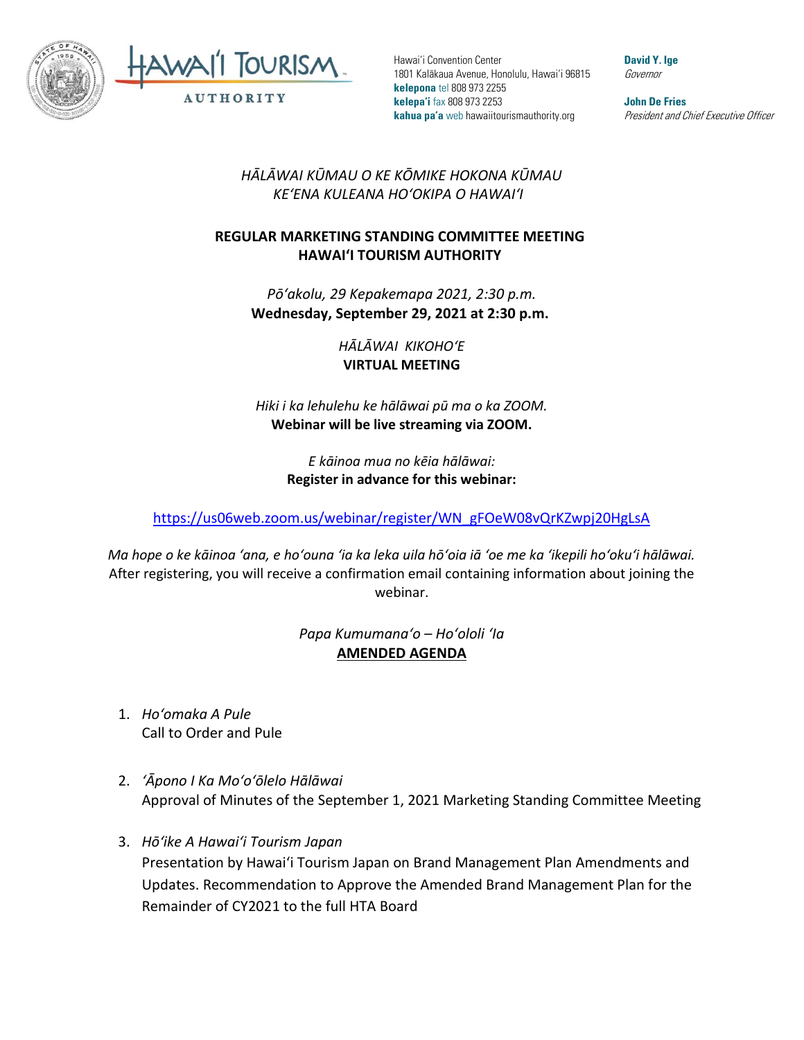Hawaiʻi Convention Center
1801 Kalākaua Avenue, Honolulu, Hawaiʻi 96815
**kelepona** tel 808 973 2255
**kelepaʻi** fax 808 973 2253
**kahua paʻa** web hawaiitourismauthority.org

**David Y. Ige**
*Governor*

**John De Fries**
*President and Chief Executive Officer*

*HĀLĀWAI KŪMAU O KE KŌMIKE HOKONA KŪMAU*
*KEʻENA KULEANA HOʻOKIPA O HAWAIʻI*

**REGULAR MARKETING STANDING COMMITTEE MEETING**
**HAWAIʻI TOURISM AUTHORITY**

*Pōʻakolu, 29 Kepakemapa 2021, 2:30 p.m.*
**Wednesday, September 29, 2021 at 2:30 p.m.**

*HĀLĀWAI KIKOHOʻE*
**VIRTUAL MEETING**

*Hiki i ka lehulehu ke hālāwai pū ma o ka ZOOM.*
**Webinar will be live streaming via ZOOM.**

*E kāinoa mua no kēia hālāwai:*
**Register in advance for this webinar:**

https://us06web.zoom.us/webinar/register/WN_gFOeW08vQrKZwpj20HgLsA

*Ma hope o ke kāinoa ʻana, e hoʻouna ʻia ka leka uila hōʻoia iā ʻoe me ka ʻikepili hoʻokuʻi hālāwai.*
After registering, you will receive a confirmation email containing information about joining the webinar.

*Papa Kumumanaʻo – Hoʻololi ʻIa*
**AMENDED AGENDA**

1. *Hoʻomaka A Pule*
   Call to Order and Pule

2. *ʻĀpono I Ka Moʻoʻōlelo Hālāwai*
   Approval of Minutes of the September 1, 2021 Marketing Standing Committee Meeting

3. *Hōʻike A Hawaiʻi Tourism Japan*
   Presentation by Hawaiʻi Tourism Japan on Brand Management Plan Amendments and Updates. Recommendation to Approve the Amended Brand Management Plan for the Remainder of CY2021 to the full HTA Board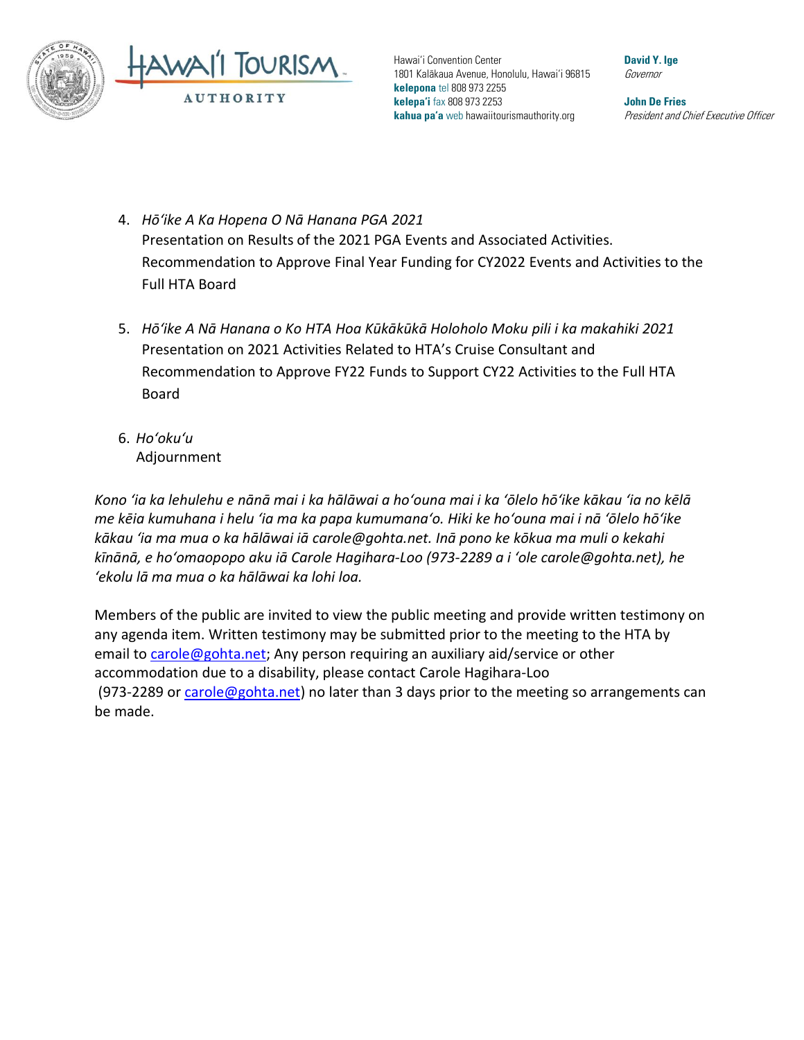4. *Hōʻike A Ka Hopena O Nā Hanana PGA 2021*
   Presentation on Results of the 2021 PGA Events and Associated Activities. Recommendation to Approve Final Year Funding for CY2022 Events and Activities to the Full HTA Board

5. *Hōʻike A Nā Hanana o Ko HTA Hoa Kūkākūkā Holoholo Moku pili i ka makahiki 2021*
   Presentation on 2021 Activities Related to HTA's Cruise Consultant and Recommendation to Approve FY22 Funds to Support CY22 Activities to the Full HTA Board

6. *Hoʻokuʻu*
   Adjournment

*Kono ʻia ka lehulehu e nānā mai i ka hālāwai a hoʻouna mai i ka ʻōlelo hōʻike kākau ʻia no kēlā me kēia kumuhana i helu ʻia ma ka papa kumumanaʻo. Hiki ke hoʻouna mai i nā ʻōlelo hōʻike kākau ʻia ma mua o ka hālāwai iā carole@gohta.net. Inā pono ke kōkua ma muli o kekahi kīnānā, e hoʻomaopopo aku iā Carole Hagihara-Loo (973-2289 a i ʻole carole@gohta.net), he ʻekolu lā ma mua o ka hālāwai ka lohi loa.*

Members of the public are invited to view the public meeting and provide written testimony on any agenda item. Written testimony may be submitted prior to the meeting to the HTA by email to carole@gohta.net; Any person requiring an auxiliary aid/service or other accommodation due to a disability, please contact Carole Hagihara-Loo (973-2289 or carole@gohta.net) no later than 3 days prior to the meeting so arrangements can be made.